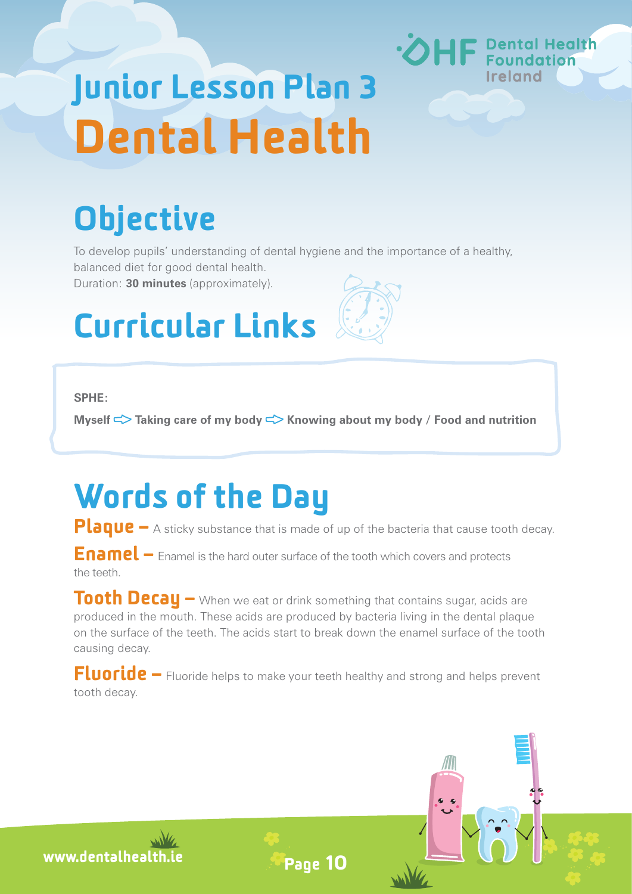# Junior Lesson Plan 3
# Dental Health

Dental Health Foundation Ireland

## Objective

To develop pupils' understanding of dental hygiene and the importance of a healthy, balanced diet for good dental health.
Duration: **30 minutes** (approximately).

## Curricular Links

**SPHE:**

**Myself ⇨ Taking care of my body ⇨ Knowing about my body / Food and nutrition**

## Words of the Day

**Plaque –** A sticky substance that is made of up of the bacteria that cause tooth decay.

**Enamel –** Enamel is the hard outer surface of the tooth which covers and protects the teeth.

**Tooth Decay –** When we eat or drink something that contains sugar, acids are produced in the mouth. These acids are produced by bacteria living in the dental plaque on the surface of the teeth. The acids start to break down the enamel surface of the tooth causing decay.

**Fluoride –** Fluoride helps to make your teeth healthy and strong and helps prevent tooth decay.

www.dentalhealth.ie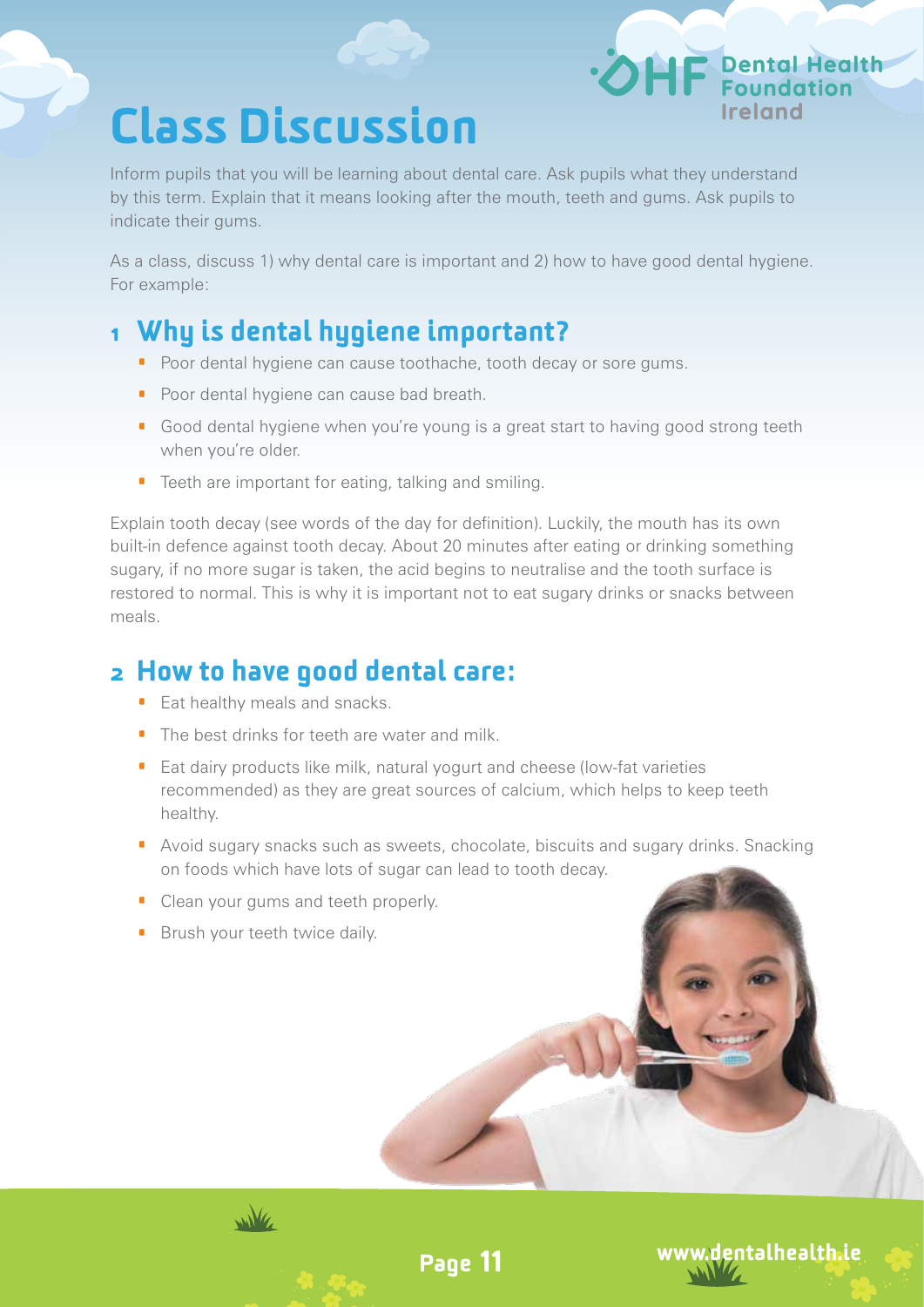# Class Discussion

Inform pupils that you will be learning about dental care. Ask pupils what they understand by this term. Explain that it means looking after the mouth, teeth and gums. Ask pupils to indicate their gums.

As a class, discuss 1) why dental care is important and 2) how to have good dental hygiene. For example:

## 1 Why is dental hygiene important?

- Poor dental hygiene can cause toothache, tooth decay or sore gums.
- Poor dental hygiene can cause bad breath.
- Good dental hygiene when you're young is a great start to having good strong teeth when you're older.
- Teeth are important for eating, talking and smiling.

Explain tooth decay (see words of the day for definition). Luckily, the mouth has its own built-in defence against tooth decay. About 20 minutes after eating or drinking something sugary, if no more sugar is taken, the acid begins to neutralise and the tooth surface is restored to normal. This is why it is important not to eat sugary drinks or snacks between meals.

## 2 How to have good dental care:

- Eat healthy meals and snacks.
- The best drinks for teeth are water and milk.
- Eat dairy products like milk, natural yogurt and cheese (low-fat varieties recommended) as they are great sources of calcium, which helps to keep teeth healthy.
- Avoid sugary snacks such as sweets, chocolate, biscuits and sugary drinks. Snacking on foods which have lots of sugar can lead to tooth decay.
- Clean your gums and teeth properly.
- Brush your teeth twice daily.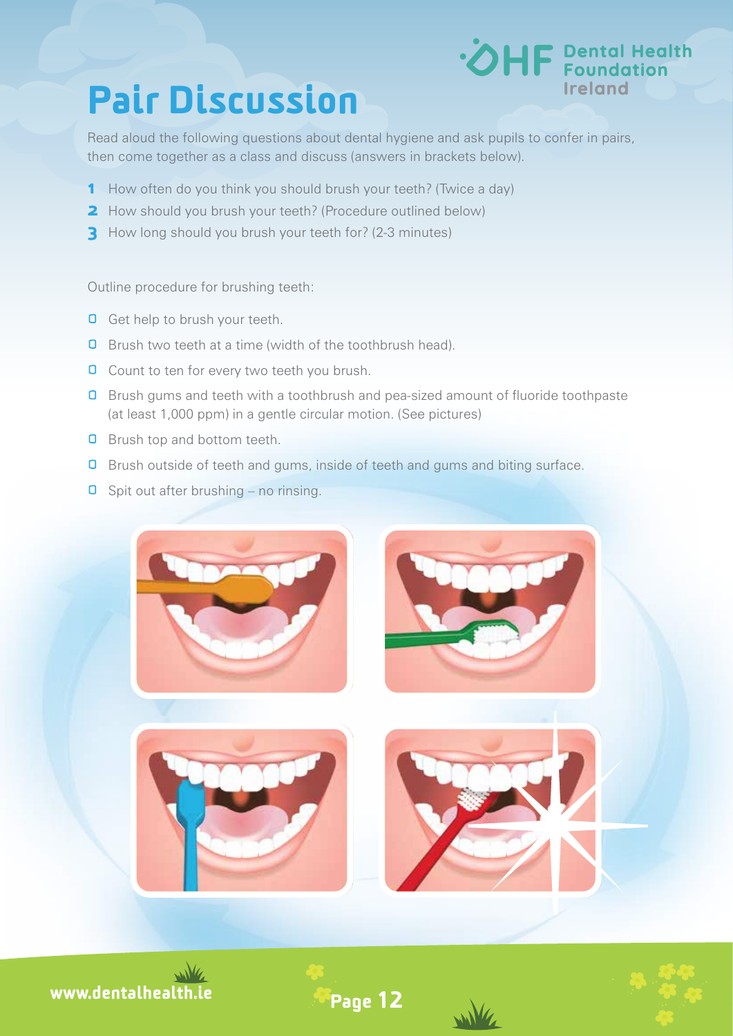# Pair Discussion

Read aloud the following questions about dental hygiene and ask pupils to confer in pairs, then come together as a class and discuss (answers in brackets below).

1. How often do you think you should brush your teeth? (Twice a day)
2. How should you brush your teeth? (Procedure outlined below)
3. How long should you brush your teeth for? (2-3 minutes)

Outline procedure for brushing teeth:

- Get help to brush your teeth.
- Brush two teeth at a time (width of the toothbrush head).
- Count to ten for every two teeth you brush.
- Brush gums and teeth with a toothbrush and pea-sized amount of fluoride toothpaste (at least 1,000 ppm) in a gentle circular motion. (See pictures)
- Brush top and bottom teeth.
- Brush outside of teeth and gums, inside of teeth and gums and biting surface.
- Spit out after brushing – no rinsing.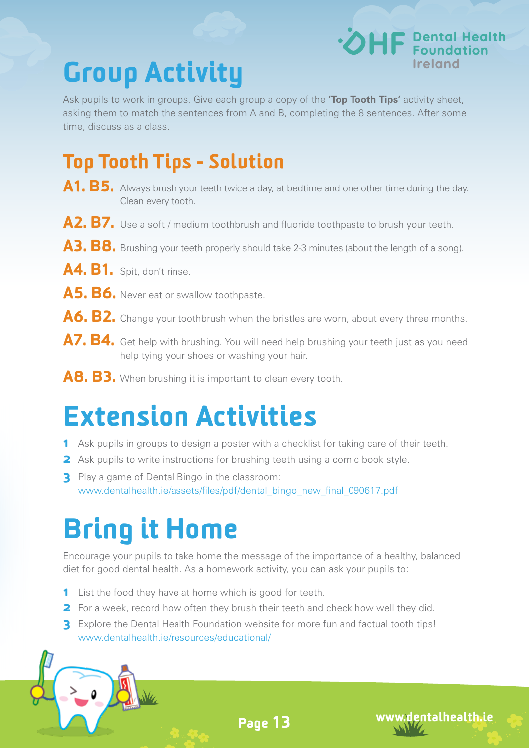# Group Activity

Ask pupils to work in groups. Give each group a copy of the **'Top Tooth Tips'** activity sheet, asking them to match the sentences from A and B, completing the 8 sentences. After some time, discuss as a class.

## Top Tooth Tips - Solution

**A1. B5.** Always brush your teeth twice a day, at bedtime and one other time during the day. Clean every tooth.

**A2. B7.** Use a soft / medium toothbrush and fluoride toothpaste to brush your teeth.

**A3. B8.** Brushing your teeth properly should take 2-3 minutes (about the length of a song).

**A4. B1.** Spit, don't rinse.

**A5. B6.** Never eat or swallow toothpaste.

**A6. B2.** Change your toothbrush when the bristles are worn, about every three months.

**A7. B4.** Get help with brushing. You will need help brushing your teeth just as you need help tying your shoes or washing your hair.

**A8. B3.** When brushing it is important to clean every tooth.

# Extension Activities

1. Ask pupils in groups to design a poster with a checklist for taking care of their teeth.
2. Ask pupils to write instructions for brushing teeth using a comic book style.
3. Play a game of Dental Bingo in the classroom:
   www.dentalhealth.ie/assets/files/pdf/dental_bingo_new_final_090617.pdf

# Bring it Home

Encourage your pupils to take home the message of the importance of a healthy, balanced diet for good dental health. As a homework activity, you can ask your pupils to:

1. List the food they have at home which is good for teeth.
2. For a week, record how often they brush their teeth and check how well they did.
3. Explore the Dental Health Foundation website for more fun and factual tooth tips!
   www.dentalhealth.ie/resources/educational/